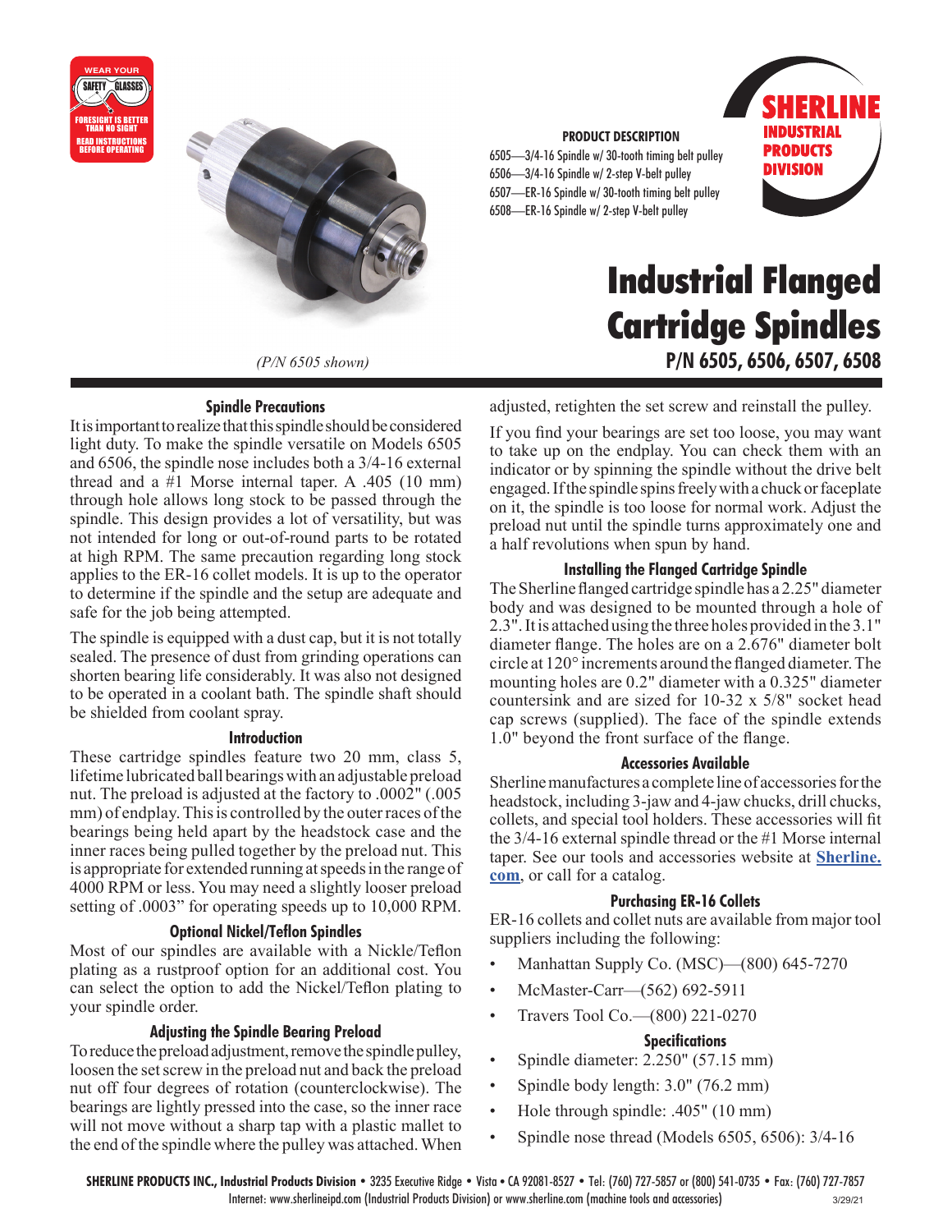WEAR YOUR SAFETY GLASSES
FORESIGHT IS BETTER THAN NO SIGHT
READ INSTRUCTIONS BEFORE OPERATING

*(P/N 6505 shown)*

**PRODUCT DESCRIPTION**

6505—3/4-16 Spindle w/ 30-tooth timing belt pulley
6506—3/4-16 Spindle w/ 2-step V-belt pulley
6507—ER-16 Spindle w/ 30-tooth timing belt pulley
6508—ER-16 Spindle w/ 2-step V-belt pulley

**SHERLINE INDUSTRIAL PRODUCTS DIVISION**

# Industrial Flanged Cartridge Spindles

## P/N 6505, 6506, 6507, 6508

### Spindle Precautions

It is important to realize that this spindle should be considered light duty. To make the spindle versatile on Models 6505 and 6506, the spindle nose includes both a 3/4-16 external thread and a #1 Morse internal taper. A .405 (10 mm) through hole allows long stock to be passed through the spindle. This design provides a lot of versatility, but was not intended for long or out-of-round parts to be rotated at high RPM. The same precaution regarding long stock applies to the ER-16 collet models. It is up to the operator to determine if the spindle and the setup are adequate and safe for the job being attempted.

The spindle is equipped with a dust cap, but it is not totally sealed. The presence of dust from grinding operations can shorten bearing life considerably. It was also not designed to be operated in a coolant bath. The spindle shaft should be shielded from coolant spray.

### Introduction

These cartridge spindles feature two 20 mm, class 5, lifetime lubricated ball bearings with an adjustable preload nut. The preload is adjusted at the factory to .0002" (.005 mm) of endplay. This is controlled by the outer races of the bearings being held apart by the headstock case and the inner races being pulled together by the preload nut. This is appropriate for extended running at speeds in the range of 4000 RPM or less. You may need a slightly looser preload setting of .0003" for operating speeds up to 10,000 RPM.

### Optional Nickel/Teflon Spindles

Most of our spindles are available with a Nickle/Teflon plating as a rustproof option for an additional cost. You can select the option to add the Nickel/Teflon plating to your spindle order.

### Adjusting the Spindle Bearing Preload

To reduce the preload adjustment, remove the spindle pulley, loosen the set screw in the preload nut and back the preload nut off four degrees of rotation (counterclockwise). The bearings are lightly pressed into the case, so the inner race will not move without a sharp tap with a plastic mallet to the end of the spindle where the pulley was attached. When adjusted, retighten the set screw and reinstall the pulley.

If you find your bearings are set too loose, you may want to take up on the endplay. You can check them with an indicator or by spinning the spindle without the drive belt engaged. If the spindle spins freely with a chuck or faceplate on it, the spindle is too loose for normal work. Adjust the preload nut until the spindle turns approximately one and a half revolutions when spun by hand.

### Installing the Flanged Cartridge Spindle

The Sherline flanged cartridge spindle has a 2.25" diameter body and was designed to be mounted through a hole of 2.3". It is attached using the three holes provided in the 3.1" diameter flange. The holes are on a 2.676" diameter bolt circle at 120° increments around the flanged diameter. The mounting holes are 0.2" diameter with a 0.325" diameter countersink and are sized for 10-32 x 5/8" socket head cap screws (supplied). The face of the spindle extends 1.0" beyond the front surface of the flange.

### Accessories Available

Sherline manufactures a complete line of accessories for the headstock, including 3-jaw and 4-jaw chucks, drill chucks, collets, and special tool holders. These accessories will fit the 3/4-16 external spindle thread or the #1 Morse internal taper. See our tools and accessories website at **Sherline.com**, or call for a catalog.

### Purchasing ER-16 Collets

ER-16 collets and collet nuts are available from major tool suppliers including the following:

- Manhattan Supply Co. (MSC)—(800) 645-7270
- McMaster-Carr—(562) 692-5911
- Travers Tool Co.—(800) 221-0270

### Specifications

- Spindle diameter: 2.250" (57.15 mm)
- Spindle body length: 3.0" (76.2 mm)
- Hole through spindle: .405" (10 mm)
- Spindle nose thread (Models 6505, 6506): 3/4-16

**SHERLINE PRODUCTS INC., Industrial Products Division** • 3235 Executive Ridge • Vista • CA 92081-8527 • Tel: (760) 727-5857 or (800) 541-0735 • Fax: (760) 727-7857
Internet: www.sherlineipd.com (Industrial Products Division) or www.sherline.com (machine tools and accessories) 3/29/21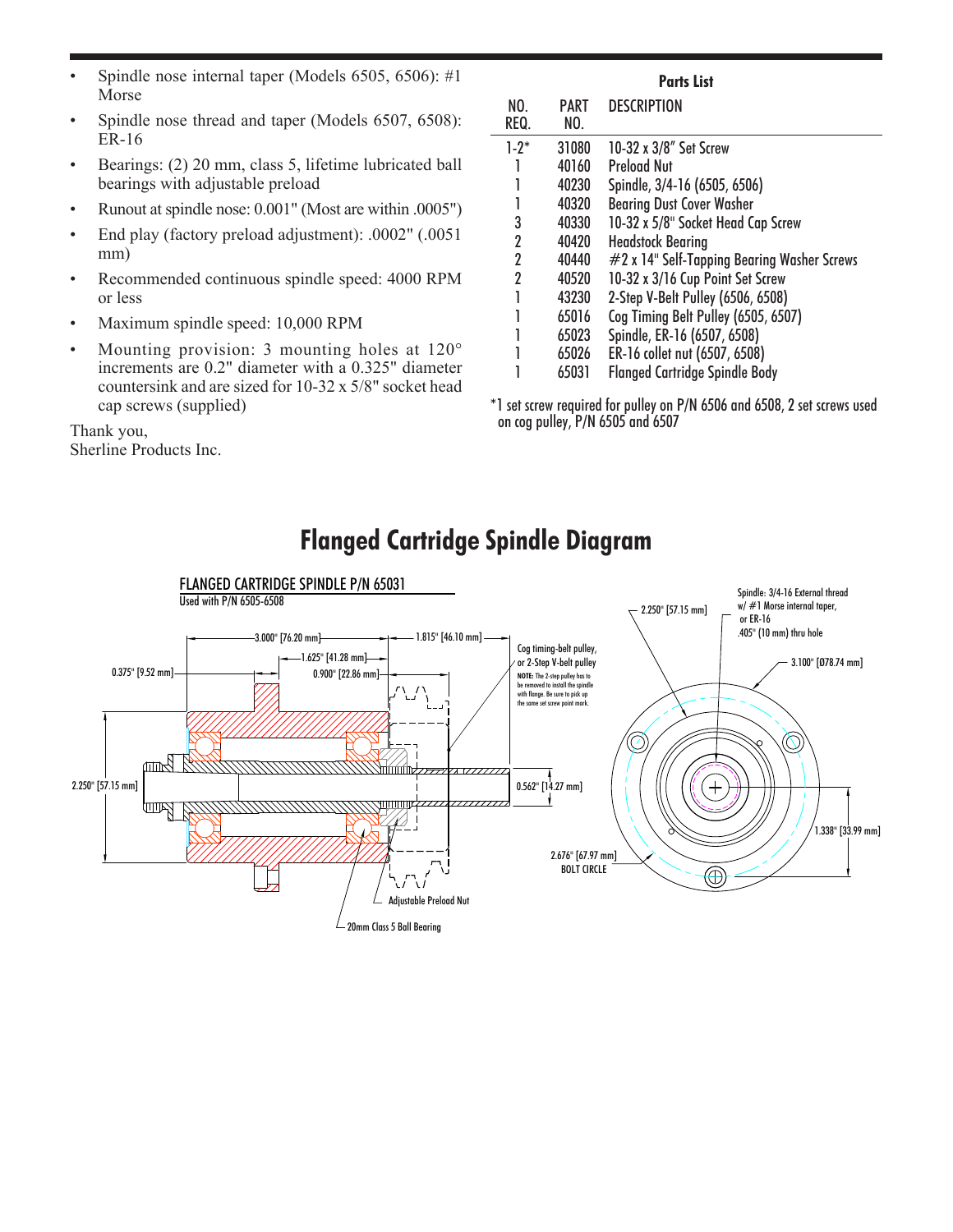- Spindle nose internal taper (Models 6505, 6506): #1 Morse
- Spindle nose thread and taper (Models 6507, 6508): ER-16
- Bearings: (2) 20 mm, class 5, lifetime lubricated ball bearings with adjustable preload
- Runout at spindle nose: 0.001" (Most are within .0005")
- End play (factory preload adjustment): .0002" (.0051 mm)
- Recommended continuous spindle speed: 4000 RPM or less
- Maximum spindle speed: 10,000 RPM
- Mounting provision: 3 mounting holes at 120° increments are 0.2" diameter with a 0.325" diameter countersink and are sized for 10-32 x 5/8" socket head cap screws (supplied)

Thank you,
Sherline Products Inc.

**Parts List**

| NO. REQ. | PART NO. | DESCRIPTION |
|---|---|---|
| 1-2* | 31080 | 10-32 x 3/8" Set Screw |
| 1 | 40160 | Preload Nut |
| 1 | 40230 | Spindle, 3/4-16 (6505, 6506) |
| 1 | 40320 | Bearing Dust Cover Washer |
| 3 | 40330 | 10-32 x 5/8" Socket Head Cap Screw |
| 2 | 40420 | Headstock Bearing |
| 2 | 40440 | #2 x 14" Self-Tapping Bearing Washer Screws |
| 2 | 40520 | 10-32 x 3/16 Cup Point Set Screw |
| 1 | 43230 | 2-Step V-Belt Pulley (6506, 6508) |
| 1 | 65016 | Cog Timing Belt Pulley (6505, 6507) |
| 1 | 65023 | Spindle, ER-16 (6507, 6508) |
| 1 | 65026 | ER-16 collet nut (6507, 6508) |
| 1 | 65031 | Flanged Cartridge Spindle Body |

*1 set screw required for pulley on P/N 6506 and 6508, 2 set screws used on cog pulley, P/N 6505 and 6507

## Flanged Cartridge Spindle Diagram

FLANGED CARTRIDGE SPINDLE P/N 65031
Used with P/N 6505-6508

3.000" [76.20 mm]
1.815" [46.10 mm]
1.625" [41.28 mm]
0.375" [9.52 mm]
0.900" [22.86 mm]
2.250" [57.15 mm]
0.562" [14.27 mm]
Cog timing-belt pulley, or 2-Step V-belt pulley
NOTE: The 2-step pulley has to be removed to install the spindle with flange. Be sure to pick up the same set screw point mark.
Adjustable Preload Nut
20mm Class 5 Ball Bearing

2.250" [57.15 mm]
Spindle: 3/4-16 External thread w/ #1 Morse internal taper, or ER-16
.405" (10 mm) thru hole
3.100" [Ø78.74 mm]
1.338" [33.99 mm]
2.676" [67.97 mm] BOLT CIRCLE